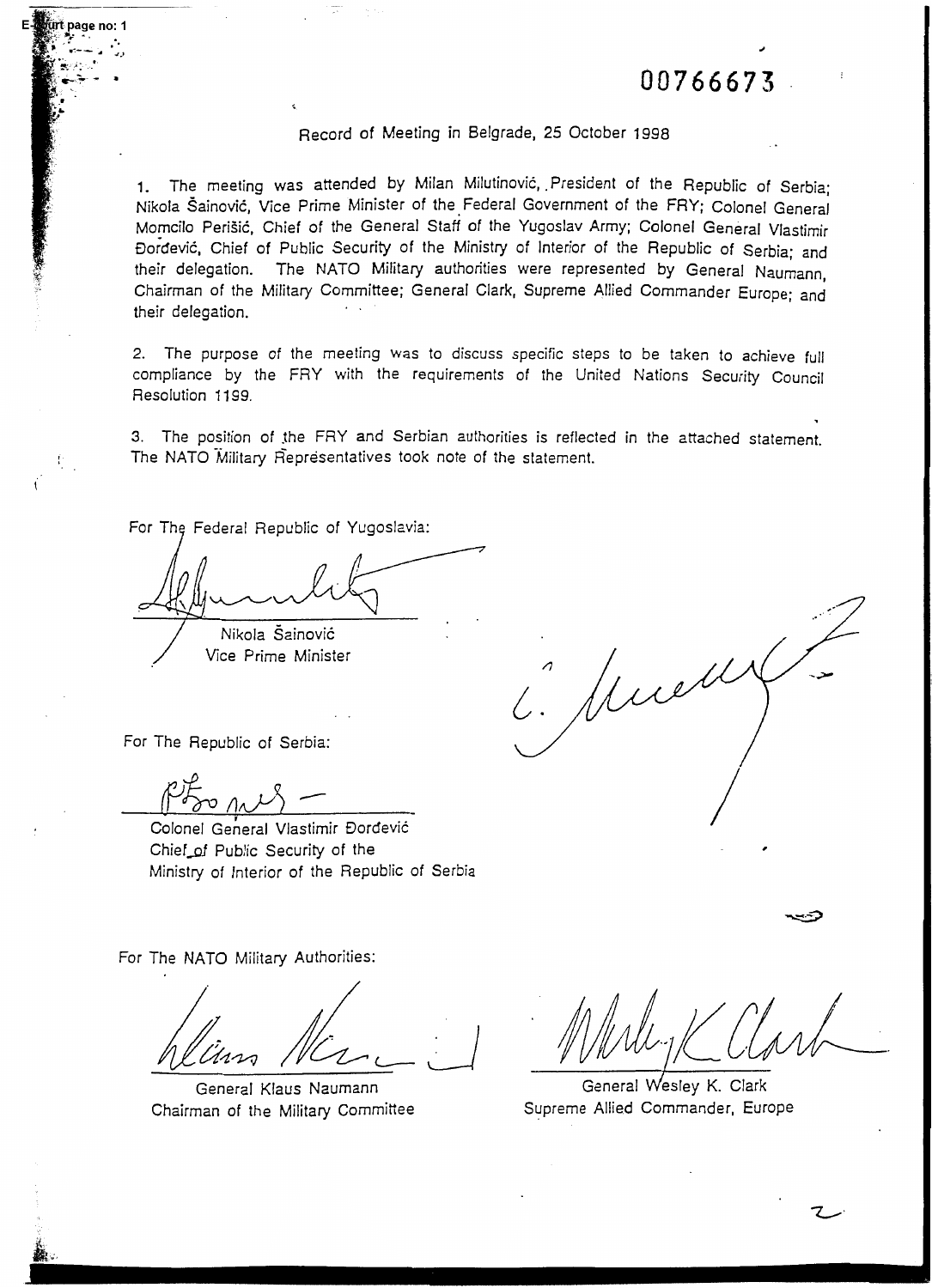00766673

Record of Meeting in Belgrade, 25 October 1998

1. The meeting was attended by Milan Milutinović, President of the Republic of Serbia; Nikola Šainović, Vice Prime Minister of the Federal Government of the FRY; Colonel General Momcilo Perišić, Chief of the General Staff of the Yugoslav Army; Colonel General Vlastimir Đorđević, Chief of Public Security of the Ministry of Interior of the Republic of Serbia; and their delegation. The NATO Military authorities were represented by General Naumann, Chairman of the Military Committee; General Clark, Supreme Allied Commander Europe; and their delegation.

2. The purpose of the meeting was to discuss specific steps to be taken to achieve full compliance by the FRY with the requirements of the United Nations Security Council Resolution 1199.

3. The position of the FRY and Serbian authorities is reflected in the attached statement. The NATO Military Representatives took note of the statement.

For The Federal Republic of Yugoslavia:

Nikola Šainović
Vice Prime Minister

For The Republic of Serbia:

Colonel General Vlastimir Đorđević
Chief of Public Security of the
Ministry of Interior of the Republic of Serbia

For The NATO Military Authorities:

General Klaus Naumann
Chairman of the Military Committee

General Wesley K. Clark
Supreme Allied Commander, Europe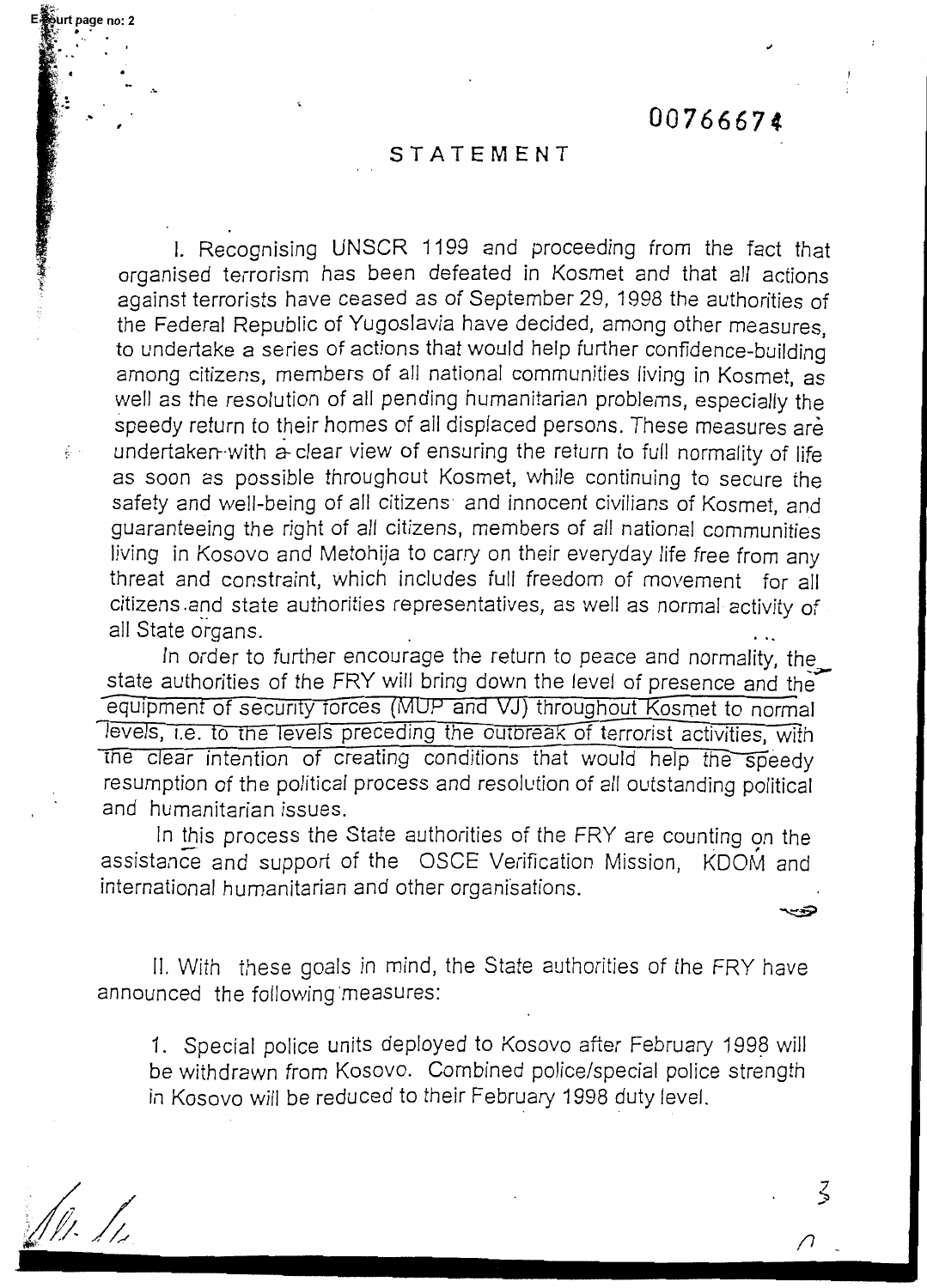00766674

## STATEMENT

I. Recognising UNSCR 1199 and proceeding from the fact that organised terrorism has been defeated in Kosmet and that all actions against terrorists have ceased as of September 29, 1998 the authorities of the Federal Republic of Yugoslavia have decided, among other measures, to undertake a series of actions that would help further confidence-building among citizens, members of all national communities living in Kosmet, as well as the resolution of all pending humanitarian problems, especially the speedy return to their homes of all displaced persons. These measures are undertaken with a clear view of ensuring the return to full normality of life as soon as possible throughout Kosmet, while continuing to secure the safety and well-being of all citizens and innocent civilians of Kosmet, and guaranteeing the right of all citizens, members of all national communities living in Kosovo and Metohija to carry on their everyday life free from any threat and constraint, which includes full freedom of movement for all citizens and state authorities representatives, as well as normal activity of all State organs.

In order to further encourage the return to peace and normality, the state authorities of the FRY will bring down the level of presence and the equipment of security forces (MUP and VJ) throughout Kosmet to normal levels, i.e. to the levels preceding the outbreak of terrorist activities, with the clear intention of creating conditions that would help the speedy resumption of the political process and resolution of all outstanding political and humanitarian issues.

In this process the State authorities of the FRY are counting on the assistance and support of the OSCE Verification Mission, KDOM and international humanitarian and other organisations.

II. With these goals in mind, the State authorities of the FRY have announced the following measures:

1. Special police units deployed to Kosovo after February 1998 will be withdrawn from Kosovo. Combined police/special police strength in Kosovo will be reduced to their February 1998 duty level.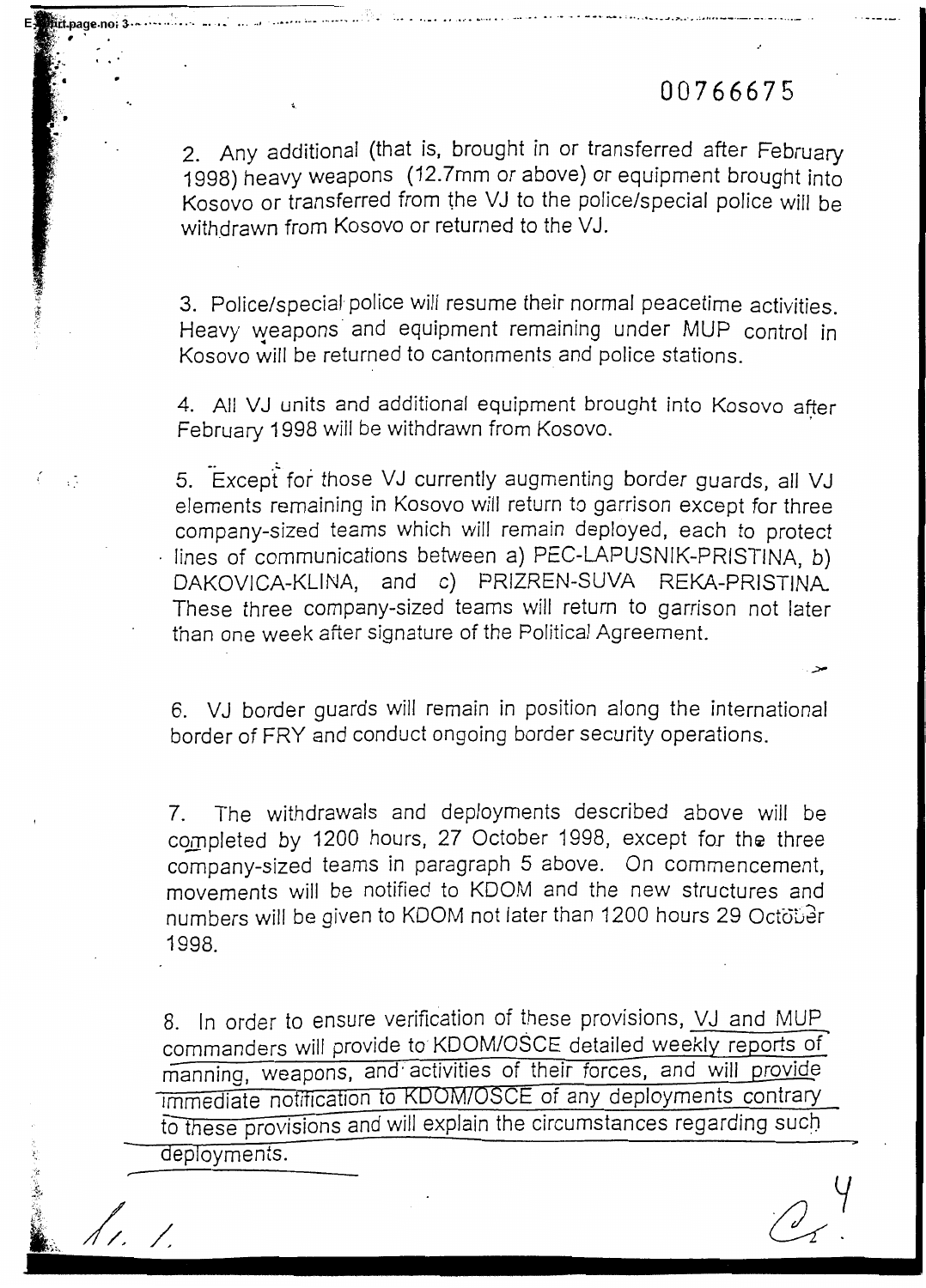00766675

2. Any additional (that is, brought in or transferred after February 1998) heavy weapons (12.7mm or above) or equipment brought into Kosovo or transferred from the VJ to the police/special police will be withdrawn from Kosovo or returned to the VJ.

3. Police/special police will resume their normal peacetime activities. Heavy weapons and equipment remaining under MUP control in Kosovo will be returned to cantonments and police stations.

4. All VJ units and additional equipment brought into Kosovo after February 1998 will be withdrawn from Kosovo.

5. Except for those VJ currently augmenting border guards, all VJ elements remaining in Kosovo will return to garrison except for three company-sized teams which will remain deployed, each to protect lines of communications between a) PEC-LAPUSNIK-PRISTINA, b) DAKOVICA-KLINA, and c) PRIZREN-SUVA REKA-PRISTINA. These three company-sized teams will return to garrison not later than one week after signature of the Political Agreement.

6. VJ border guards will remain in position along the international border of FRY and conduct ongoing border security operations.

7. The withdrawals and deployments described above will be completed by 1200 hours, 27 October 1998, except for the three company-sized teams in paragraph 5 above. On commencement, movements will be notified to KDOM and the new structures and numbers will be given to KDOM not later than 1200 hours 29 October 1998.

8. In order to ensure verification of these provisions, VJ and MUP commanders will provide to KDOM/OSCE detailed weekly reports of manning, weapons, and activities of their forces, and will provide immediate notification to KDOM/OSCE of any deployments contrary to these provisions and will explain the circumstances regarding such deployments.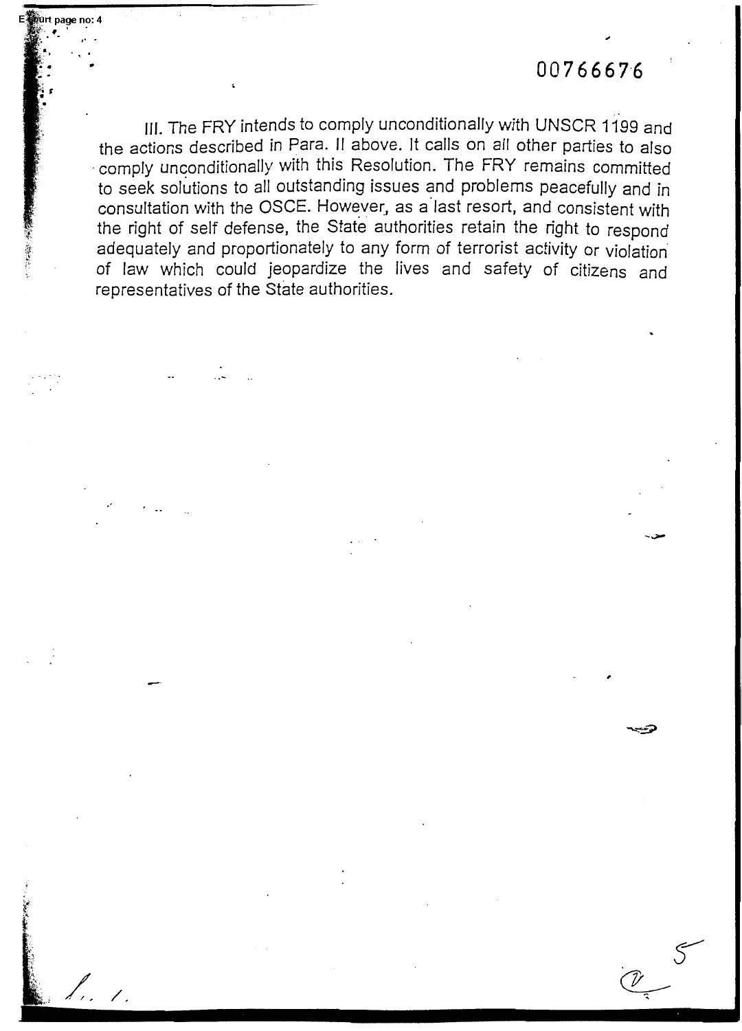III. The FRY intends to comply unconditionally with UNSCR 1199 and the actions described in Para. II above. It calls on all other parties to also comply unconditionally with this Resolution. The FRY remains committed to seek solutions to all outstanding issues and problems peacefully and in consultation with the OSCE. However, as a last resort, and consistent with the right of self defense, the State authorities retain the right to respond adequately and proportionately to any form of terrorist activity or violation of law which could jeopardize the lives and safety of citizens and representatives of the State authorities.

/. /.